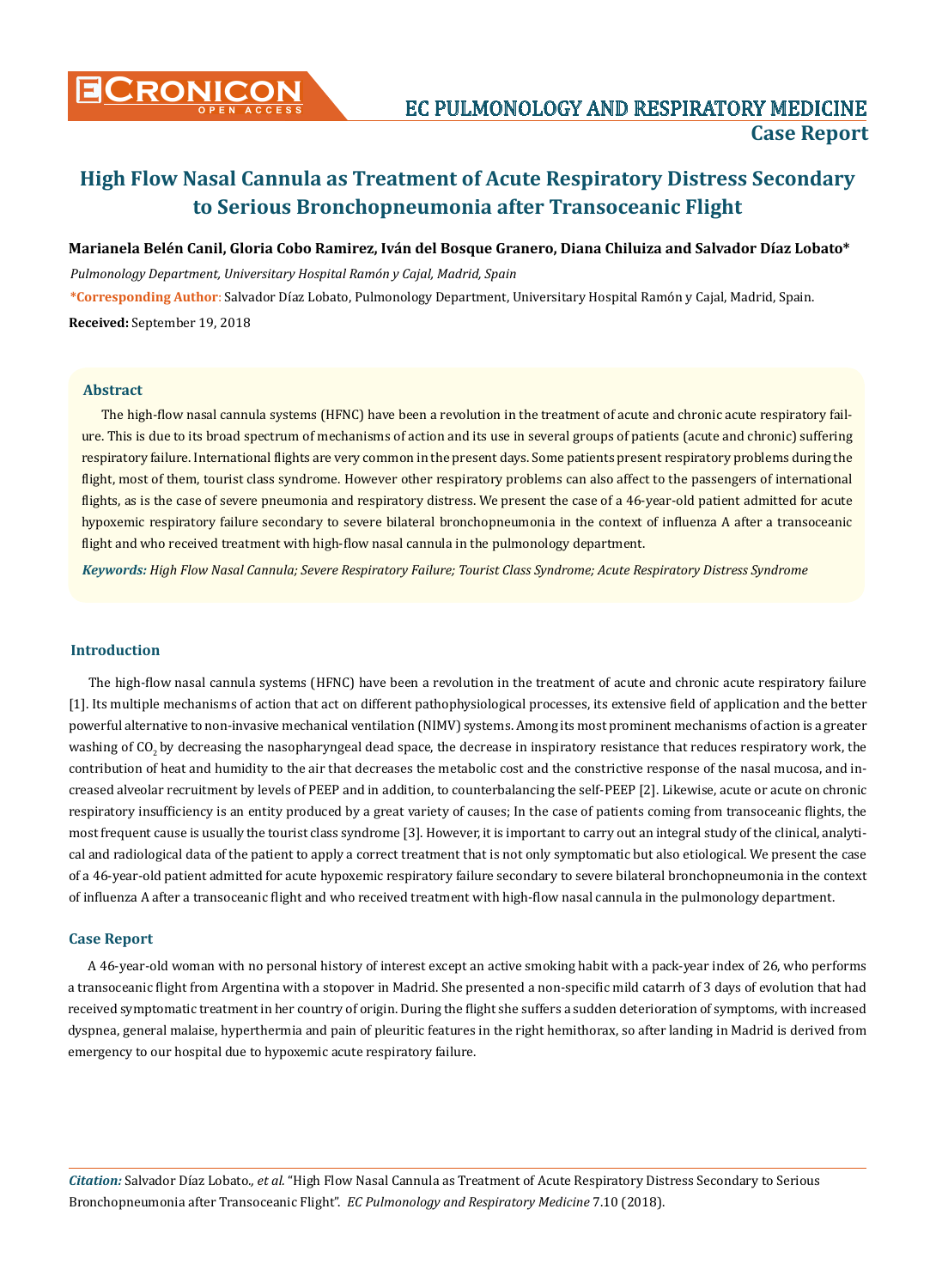# High Flow Nasal Cannula as Treatment of Acute Respiratory Distress Secondary to Serious Bronchopneumonia after Transoceanic Flight

**Marianela Belén Canil, Gloria Cobo Ramirez, Iván del Bosque Granero, Diana Chiluiza and Salvador Díaz Lobato***

*Pulmonology Department, Universitary Hospital Ramón y Cajal, Madrid, Spain*

***Corresponding Author**: Salvador Díaz Lobato, Pulmonology Department, Universitary Hospital Ramón y Cajal, Madrid, Spain.

**Received:** September 19, 2018

## Abstract

The high-flow nasal cannula systems (HFNC) have been a revolution in the treatment of acute and chronic acute respiratory failure. This is due to its broad spectrum of mechanisms of action and its use in several groups of patients (acute and chronic) suffering respiratory failure. International flights are very common in the present days. Some patients present respiratory problems during the flight, most of them, tourist class syndrome. However other respiratory problems can also affect to the passengers of international flights, as is the case of severe pneumonia and respiratory distress. We present the case of a 46-year-old patient admitted for acute hypoxemic respiratory failure secondary to severe bilateral bronchopneumonia in the context of influenza A after a transoceanic flight and who received treatment with high-flow nasal cannula in the pulmonology department.

***Keywords:** High Flow Nasal Cannula; Severe Respiratory Failure; Tourist Class Syndrome; Acute Respiratory Distress Syndrome*

## Introduction

The high-flow nasal cannula systems (HFNC) have been a revolution in the treatment of acute and chronic acute respiratory failure [1]. Its multiple mechanisms of action that act on different pathophysiological processes, its extensive field of application and the better powerful alternative to non-invasive mechanical ventilation (NIMV) systems. Among its most prominent mechanisms of action is a greater washing of $CO_2$ by decreasing the nasopharyngeal dead space, the decrease in inspiratory resistance that reduces respiratory work, the contribution of heat and humidity to the air that decreases the metabolic cost and the constrictive response of the nasal mucosa, and increased alveolar recruitment by levels of PEEP and in addition, to counterbalancing the self-PEEP [2]. Likewise, acute or acute on chronic respiratory insufficiency is an entity produced by a great variety of causes; In the case of patients coming from transoceanic flights, the most frequent cause is usually the tourist class syndrome [3]. However, it is important to carry out an integral study of the clinical, analytical and radiological data of the patient to apply a correct treatment that is not only symptomatic but also etiological. We present the case of a 46-year-old patient admitted for acute hypoxemic respiratory failure secondary to severe bilateral bronchopneumonia in the context of influenza A after a transoceanic flight and who received treatment with high-flow nasal cannula in the pulmonology department.

## Case Report

A 46-year-old woman with no personal history of interest except an active smoking habit with a pack-year index of 26, who performs a transoceanic flight from Argentina with a stopover in Madrid. She presented a non-specific mild catarrh of 3 days of evolution that had received symptomatic treatment in her country of origin. During the flight she suffers a sudden deterioration of symptoms, with increased dyspnea, general malaise, hyperthermia and pain of pleuritic features in the right hemithorax, so after landing in Madrid is derived from emergency to our hospital due to hypoxemic acute respiratory failure.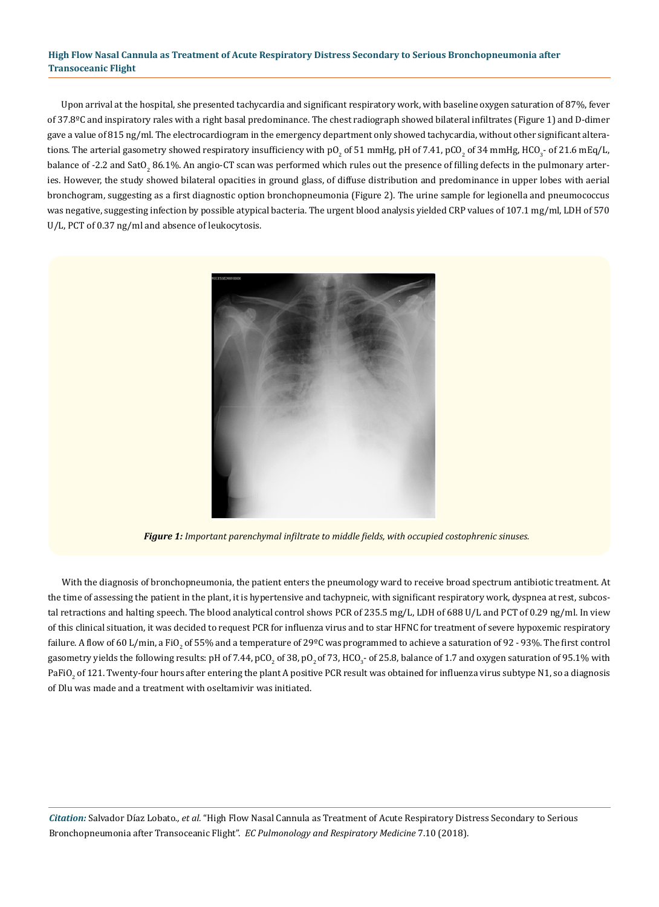Upon arrival at the hospital, she presented tachycardia and significant respiratory work, with baseline oxygen saturation of 87%, fever of 37.8ºC and inspiratory rales with a right basal predominance. The chest radiograph showed bilateral infiltrates (Figure 1) and D-dimer gave a value of 815 ng/ml. The electrocardiogram in the emergency department only showed tachycardia, without other significant alterations. The arterial gasometry showed respiratory insufficiency with $pO_2$ of 51 mmHg, pH of 7.41, $pCO_2$ of 34 mmHg, $HCO_3$- of 21.6 mEq/L, balance of -2.2 and $SatO_2$ 86.1%. An angio-CT scan was performed which rules out the presence of filling defects in the pulmonary arteries. However, the study showed bilateral opacities in ground glass, of diffuse distribution and predominance in upper lobes with aerial bronchogram, suggesting as a first diagnostic option bronchopneumonia (Figure 2). The urine sample for legionella and pneumococcus was negative, suggesting infection by possible atypical bacteria. The urgent blood analysis yielded CRP values of 107.1 mg/ml, LDH of 570 U/L, PCT of 0.37 ng/ml and absence of leukocytosis.

***Figure 1:*** *Important parenchymal infiltrate to middle fields, with occupied costophrenic sinuses.*

With the diagnosis of bronchopneumonia, the patient enters the pneumology ward to receive broad spectrum antibiotic treatment. At the time of assessing the patient in the plant, it is hypertensive and tachypneic, with significant respiratory work, dyspnea at rest, subcostal retractions and halting speech. The blood analytical control shows PCR of 235.5 mg/L, LDH of 688 U/L and PCT of 0.29 ng/ml. In view of this clinical situation, it was decided to request PCR for influenza virus and to star HFNC for treatment of severe hypoxemic respiratory failure. A flow of 60 L/min, a $FiO_2$ of 55% and a temperature of 29ºC was programmed to achieve a saturation of 92 - 93%. The first control gasometry yields the following results: pH of 7.44, $pCO_2$ of 38, $pO_2$ of 73, $HCO_3$- of 25.8, balance of 1.7 and oxygen saturation of 95.1% with $PaFiO_2$ of 121. Twenty-four hours after entering the plant A positive PCR result was obtained for influenza virus subtype N1, so a diagnosis of Dlu was made and a treatment with oseltamivir was initiated.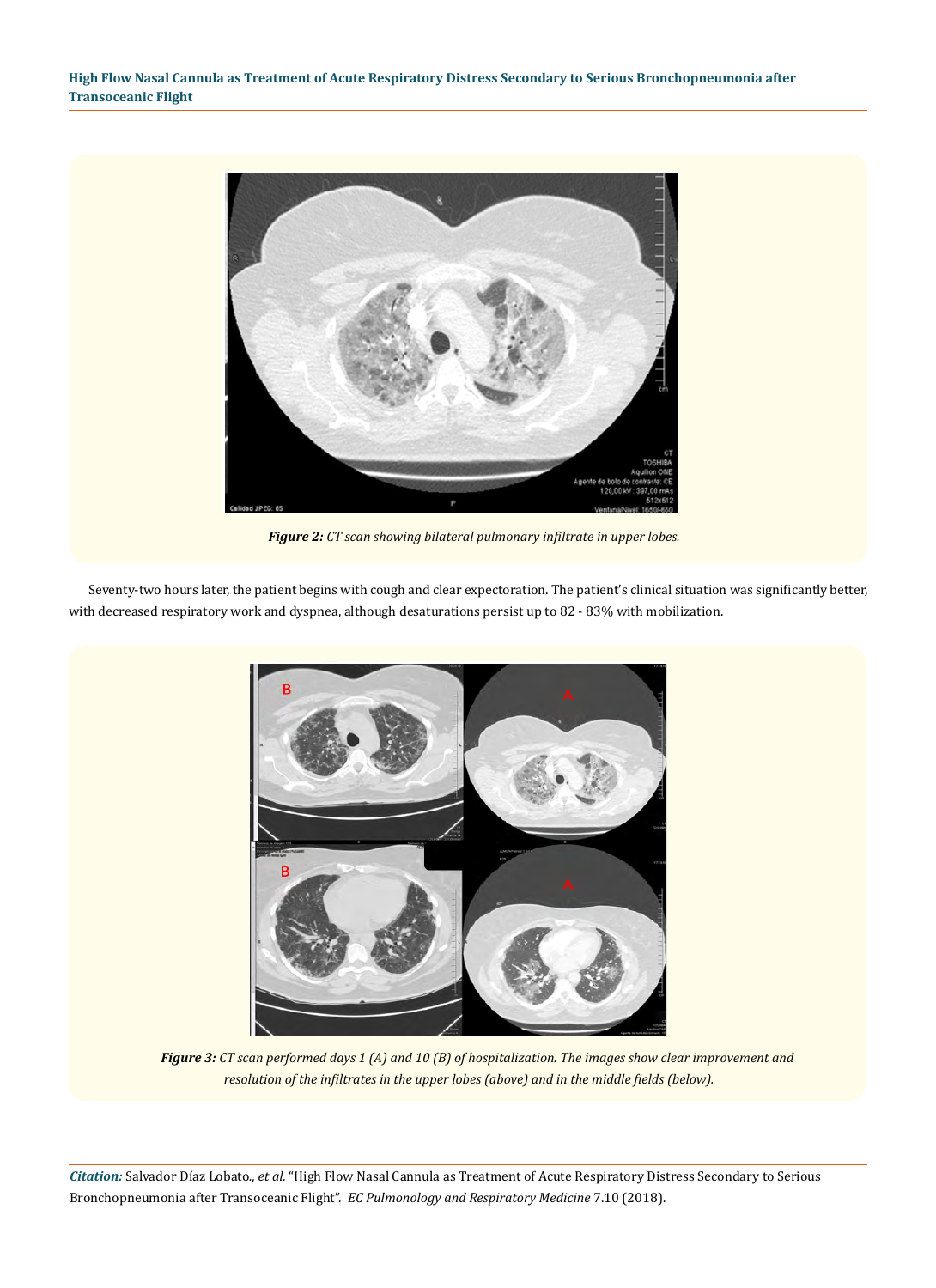*Figure 2: CT scan showing bilateral pulmonary infiltrate in upper lobes.*

Seventy-two hours later, the patient begins with cough and clear expectoration. The patient's clinical situation was significantly better, with decreased respiratory work and dyspnea, although desaturations persist up to 82 - 83% with mobilization.

*Figure 3: CT scan performed days 1 (A) and 10 (B) of hospitalization. The images show clear improvement and resolution of the infiltrates in the upper lobes (above) and in the middle fields (below).*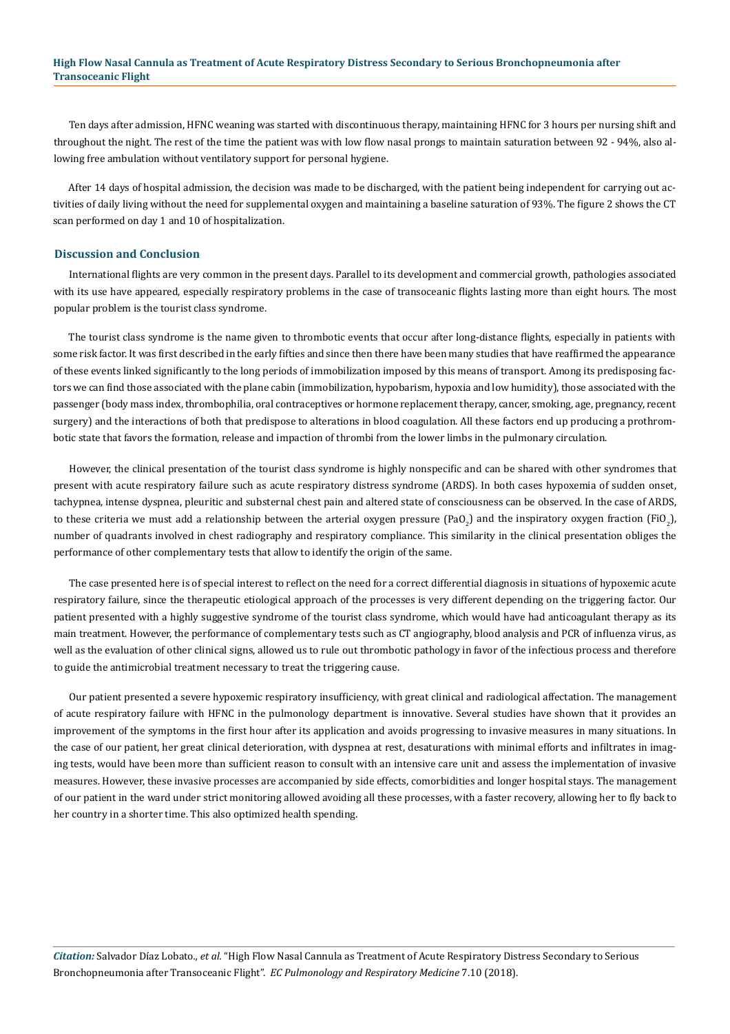Ten days after admission, HFNC weaning was started with discontinuous therapy, maintaining HFNC for 3 hours per nursing shift and throughout the night. The rest of the time the patient was with low flow nasal prongs to maintain saturation between 92 - 94%, also allowing free ambulation without ventilatory support for personal hygiene.

After 14 days of hospital admission, the decision was made to be discharged, with the patient being independent for carrying out activities of daily living without the need for supplemental oxygen and maintaining a baseline saturation of 93%. The figure 2 shows the CT scan performed on day 1 and 10 of hospitalization.

## Discussion and Conclusion

International flights are very common in the present days. Parallel to its development and commercial growth, pathologies associated with its use have appeared, especially respiratory problems in the case of transoceanic flights lasting more than eight hours. The most popular problem is the tourist class syndrome.

The tourist class syndrome is the name given to thrombotic events that occur after long-distance flights, especially in patients with some risk factor. It was first described in the early fifties and since then there have been many studies that have reaffirmed the appearance of these events linked significantly to the long periods of immobilization imposed by this means of transport. Among its predisposing factors we can find those associated with the plane cabin (immobilization, hypobarism, hypoxia and low humidity), those associated with the passenger (body mass index, thrombophilia, oral contraceptives or hormone replacement therapy, cancer, smoking, age, pregnancy, recent surgery) and the interactions of both that predispose to alterations in blood coagulation. All these factors end up producing a prothrombotic state that favors the formation, release and impaction of thrombi from the lower limbs in the pulmonary circulation.

However, the clinical presentation of the tourist class syndrome is highly nonspecific and can be shared with other syndromes that present with acute respiratory failure such as acute respiratory distress syndrome (ARDS). In both cases hypoxemia of sudden onset, tachypnea, intense dyspnea, pleuritic and substernal chest pain and altered state of consciousness can be observed. In the case of ARDS, to these criteria we must add a relationship between the arterial oxygen pressure ($PaO_2$) and the inspiratory oxygen fraction ($FiO_2$), number of quadrants involved in chest radiography and respiratory compliance. This similarity in the clinical presentation obliges the performance of other complementary tests that allow to identify the origin of the same.

The case presented here is of special interest to reflect on the need for a correct differential diagnosis in situations of hypoxemic acute respiratory failure, since the therapeutic etiological approach of the processes is very different depending on the triggering factor. Our patient presented with a highly suggestive syndrome of the tourist class syndrome, which would have had anticoagulant therapy as its main treatment. However, the performance of complementary tests such as CT angiography, blood analysis and PCR of influenza virus, as well as the evaluation of other clinical signs, allowed us to rule out thrombotic pathology in favor of the infectious process and therefore to guide the antimicrobial treatment necessary to treat the triggering cause.

Our patient presented a severe hypoxemic respiratory insufficiency, with great clinical and radiological affectation. The management of acute respiratory failure with HFNC in the pulmonology department is innovative. Several studies have shown that it provides an improvement of the symptoms in the first hour after its application and avoids progressing to invasive measures in many situations. In the case of our patient, her great clinical deterioration, with dyspnea at rest, desaturations with minimal efforts and infiltrates in imaging tests, would have been more than sufficient reason to consult with an intensive care unit and assess the implementation of invasive measures. However, these invasive processes are accompanied by side effects, comorbidities and longer hospital stays. The management of our patient in the ward under strict monitoring allowed avoiding all these processes, with a faster recovery, allowing her to fly back to her country in a shorter time. This also optimized health spending.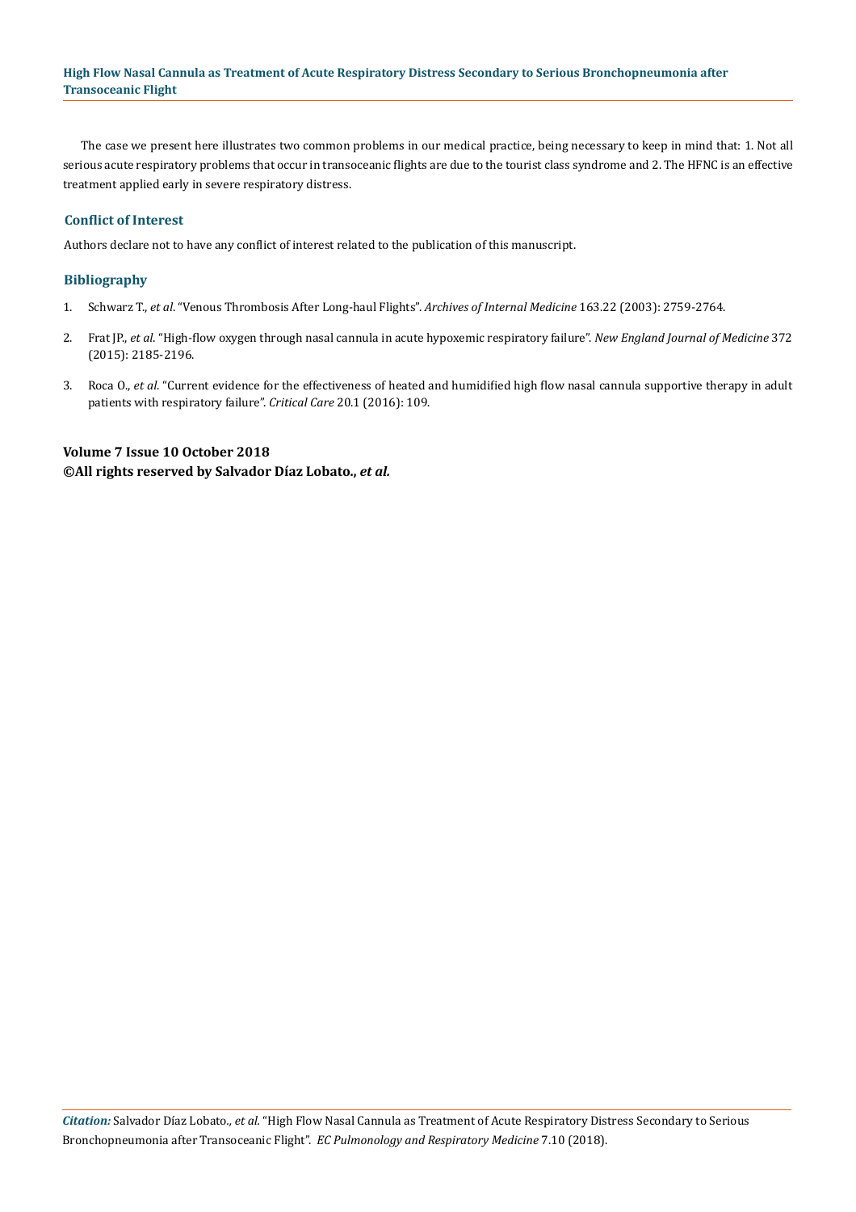The case we present here illustrates two common problems in our medical practice, being necessary to keep in mind that: 1. Not all serious acute respiratory problems that occur in transoceanic flights are due to the tourist class syndrome and 2. The HFNC is an effective treatment applied early in severe respiratory distress.

## Conflict of Interest

Authors declare not to have any conflict of interest related to the publication of this manuscript.

## Bibliography

1. Schwarz T., *et al*. "Venous Thrombosis After Long-haul Flights". *Archives of Internal Medicine* 163.22 (2003): 2759-2764.
2. Frat JP., *et al*. "High-flow oxygen through nasal cannula in acute hypoxemic respiratory failure". *New England Journal of Medicine* 372 (2015): 2185-2196.
3. Roca O., *et al*. "Current evidence for the effectiveness of heated and humidified high flow nasal cannula supportive therapy in adult patients with respiratory failure". *Critical Care* 20.1 (2016): 109.

**Volume 7 Issue 10 October 2018**
**©All rights reserved by Salvador Díaz Lobato., *et al.***